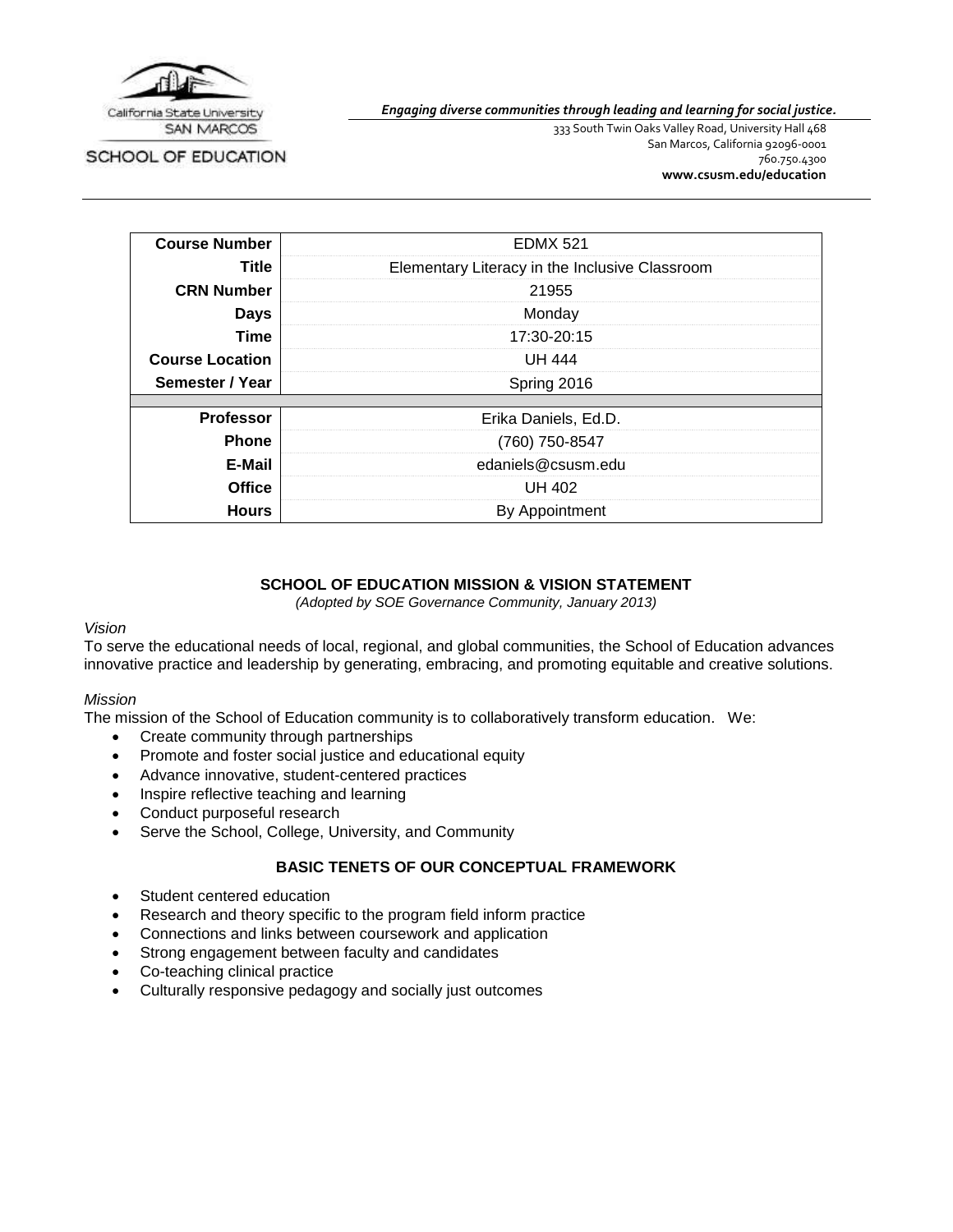California State University SAN MARCOS

SCHOOL OF EDUCATION

***Engaging diverse communities through leading and learning for social justice.***

333 South Twin Oaks Valley Road, University Hall 468
San Marcos, California 92096-0001
760.750.4300
**www.csusm.edu/education**

| | |
|---|---|
| **Course Number** | EDMX 521 |
| **Title** | Elementary Literacy in the Inclusive Classroom |
| **CRN Number** | 21955 |
| **Days** | Monday |
| **Time** | 17:30-20:15 |
| **Course Location** | UH 444 |
| **Semester / Year** | Spring 2016 |
| | |
| **Professor** | Erika Daniels, Ed.D. |
| **Phone** | (760) 750-8547 |
| **E-Mail** | edaniels@csusm.edu |
| **Office** | UH 402 |
| **Hours** | By Appointment |

## SCHOOL OF EDUCATION MISSION & VISION STATEMENT

*(Adopted by SOE Governance Community, January 2013)*

*Vision*

To serve the educational needs of local, regional, and global communities, the School of Education advances innovative practice and leadership by generating, embracing, and promoting equitable and creative solutions.

*Mission*

The mission of the School of Education community is to collaboratively transform education. We:

- Create community through partnerships
- Promote and foster social justice and educational equity
- Advance innovative, student-centered practices
- Inspire reflective teaching and learning
- Conduct purposeful research
- Serve the School, College, University, and Community

## BASIC TENETS OF OUR CONCEPTUAL FRAMEWORK

- Student centered education
- Research and theory specific to the program field inform practice
- Connections and links between coursework and application
- Strong engagement between faculty and candidates
- Co-teaching clinical practice
- Culturally responsive pedagogy and socially just outcomes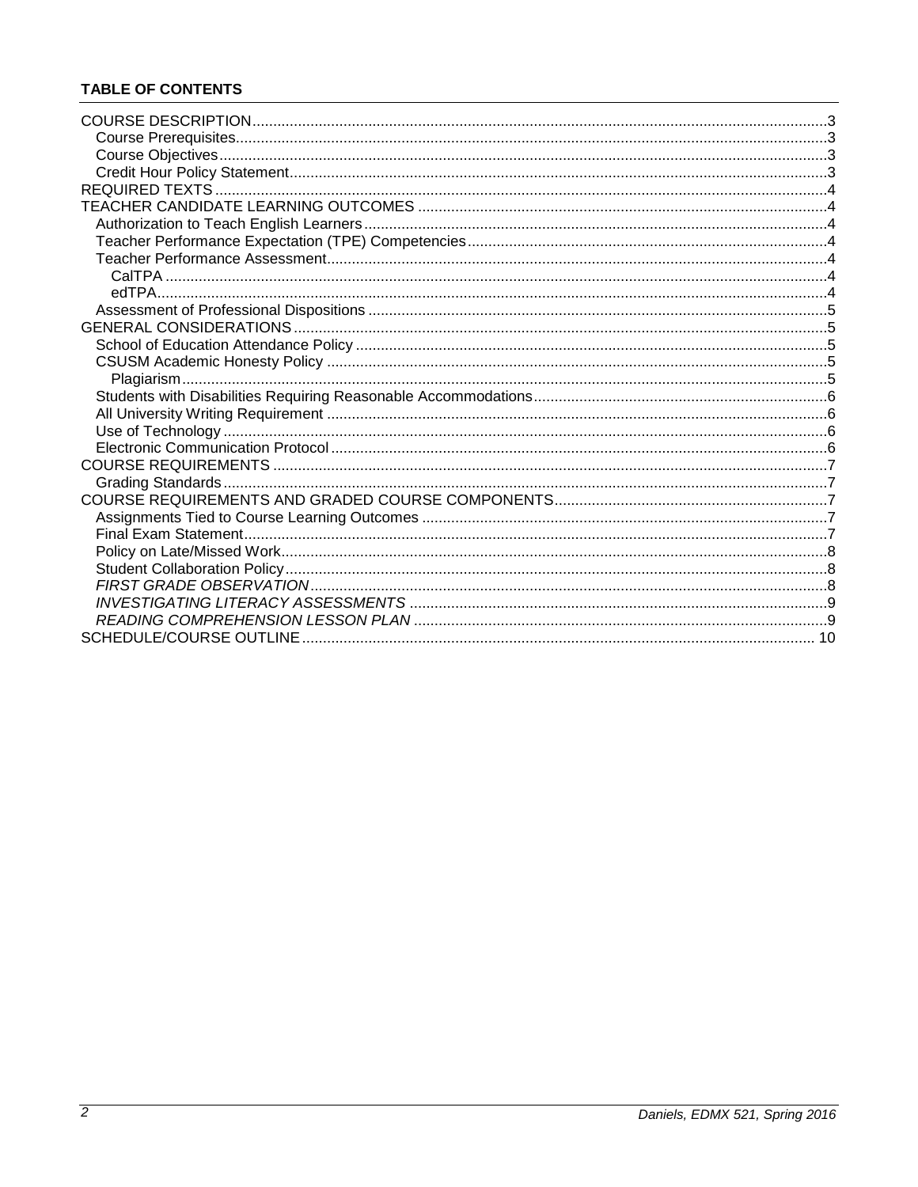**TABLE OF CONTENTS**

- COURSE DESCRIPTION ........................................................................ 3
  - Course Prerequisites ........................................................................ 3
  - Course Objectives ........................................................................ 3
  - Credit Hour Policy Statement ........................................................................ 3
- REQUIRED TEXTS ........................................................................ 4
- TEACHER CANDIDATE LEARNING OUTCOMES ........................................................................ 4
  - Authorization to Teach English Learners ........................................................................ 4
  - Teacher Performance Expectation (TPE) Competencies ........................................................................ 4
  - Teacher Performance Assessment ........................................................................ 4
    - CalTPA ........................................................................ 4
    - edTPA ........................................................................ 4
  - Assessment of Professional Dispositions ........................................................................ 5
- GENERAL CONSIDERATIONS ........................................................................ 5
  - School of Education Attendance Policy ........................................................................ 5
  - CSUSM Academic Honesty Policy ........................................................................ 5
    - Plagiarism ........................................................................ 5
  - Students with Disabilities Requiring Reasonable Accommodations ........................................................................ 6
  - All University Writing Requirement ........................................................................ 6
  - Use of Technology ........................................................................ 6
  - Electronic Communication Protocol ........................................................................ 6
- COURSE REQUIREMENTS ........................................................................ 7
  - Grading Standards ........................................................................ 7
- COURSE REQUIREMENTS AND GRADED COURSE COMPONENTS ........................................................................ 7
  - Assignments Tied to Course Learning Outcomes ........................................................................ 7
  - Final Exam Statement ........................................................................ 7
  - Policy on Late/Missed Work ........................................................................ 8
  - Student Collaboration Policy ........................................................................ 8
  - *FIRST GRADE OBSERVATION* ........................................................................ 8
  - *INVESTIGATING LITERACY ASSESSMENTS* ........................................................................ 9
  - *READING COMPREHENSION LESSON PLAN* ........................................................................ 9
- SCHEDULE/COURSE OUTLINE ........................................................................ 10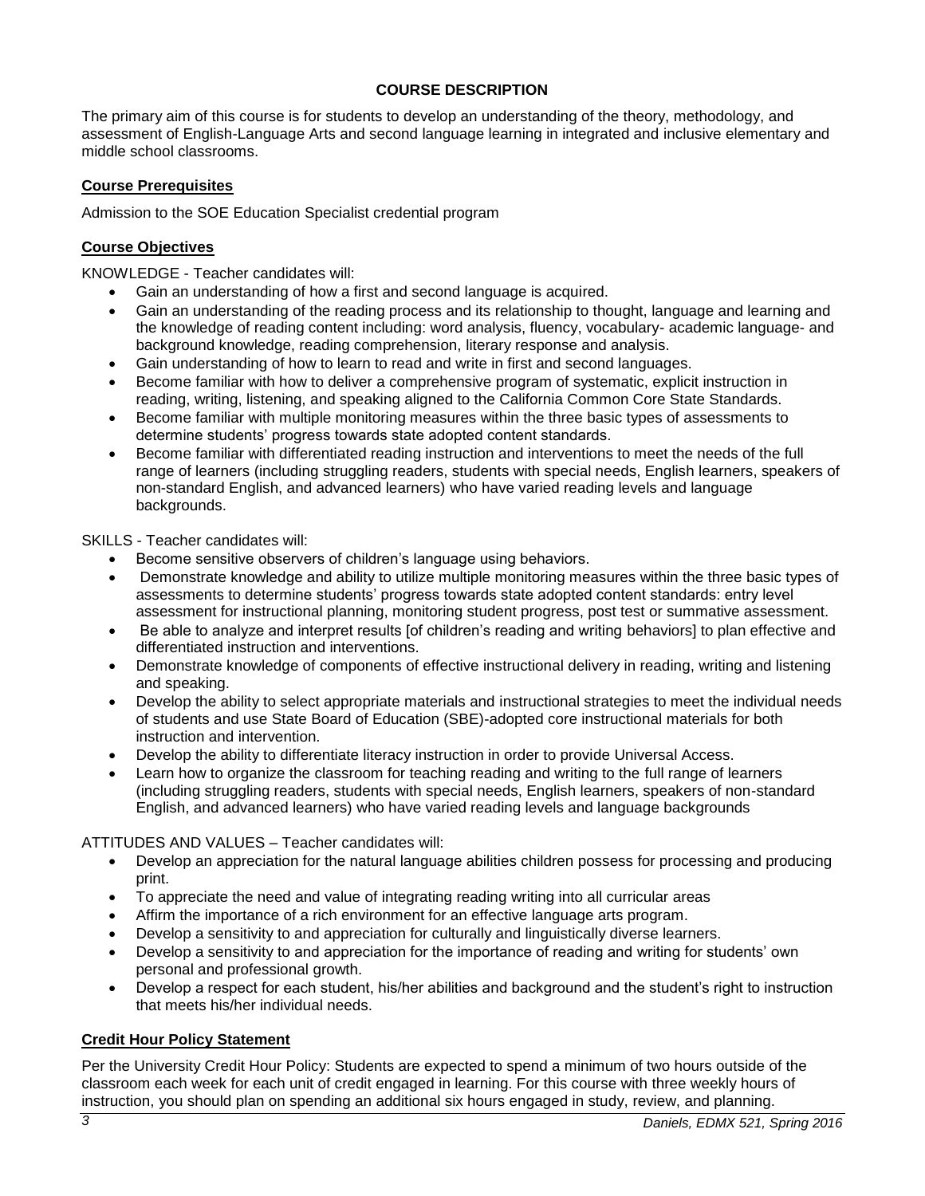## COURSE DESCRIPTION

The primary aim of this course is for students to develop an understanding of the theory, methodology, and assessment of English-Language Arts and second language learning in integrated and inclusive elementary and middle school classrooms.

### Course Prerequisites

Admission to the SOE Education Specialist credential program

### Course Objectives

KNOWLEDGE - Teacher candidates will:

- Gain an understanding of how a first and second language is acquired.
- Gain an understanding of the reading process and its relationship to thought, language and learning and the knowledge of reading content including: word analysis, fluency, vocabulary- academic language- and background knowledge, reading comprehension, literary response and analysis.
- Gain understanding of how to learn to read and write in first and second languages.
- Become familiar with how to deliver a comprehensive program of systematic, explicit instruction in reading, writing, listening, and speaking aligned to the California Common Core State Standards.
- Become familiar with multiple monitoring measures within the three basic types of assessments to determine students' progress towards state adopted content standards.
- Become familiar with differentiated reading instruction and interventions to meet the needs of the full range of learners (including struggling readers, students with special needs, English learners, speakers of non-standard English, and advanced learners) who have varied reading levels and language backgrounds.

SKILLS - Teacher candidates will:

- Become sensitive observers of children's language using behaviors.
- Demonstrate knowledge and ability to utilize multiple monitoring measures within the three basic types of assessments to determine students' progress towards state adopted content standards: entry level assessment for instructional planning, monitoring student progress, post test or summative assessment.
- Be able to analyze and interpret results [of children's reading and writing behaviors] to plan effective and differentiated instruction and interventions.
- Demonstrate knowledge of components of effective instructional delivery in reading, writing and listening and speaking.
- Develop the ability to select appropriate materials and instructional strategies to meet the individual needs of students and use State Board of Education (SBE)-adopted core instructional materials for both instruction and intervention.
- Develop the ability to differentiate literacy instruction in order to provide Universal Access.
- Learn how to organize the classroom for teaching reading and writing to the full range of learners (including struggling readers, students with special needs, English learners, speakers of non-standard English, and advanced learners) who have varied reading levels and language backgrounds

ATTITUDES AND VALUES – Teacher candidates will:

- Develop an appreciation for the natural language abilities children possess for processing and producing print.
- To appreciate the need and value of integrating reading writing into all curricular areas
- Affirm the importance of a rich environment for an effective language arts program.
- Develop a sensitivity to and appreciation for culturally and linguistically diverse learners.
- Develop a sensitivity to and appreciation for the importance of reading and writing for students' own personal and professional growth.
- Develop a respect for each student, his/her abilities and background and the student's right to instruction that meets his/her individual needs.

### Credit Hour Policy Statement

Per the University Credit Hour Policy: Students are expected to spend a minimum of two hours outside of the classroom each week for each unit of credit engaged in learning. For this course with three weekly hours of instruction, you should plan on spending an additional six hours engaged in study, review, and planning.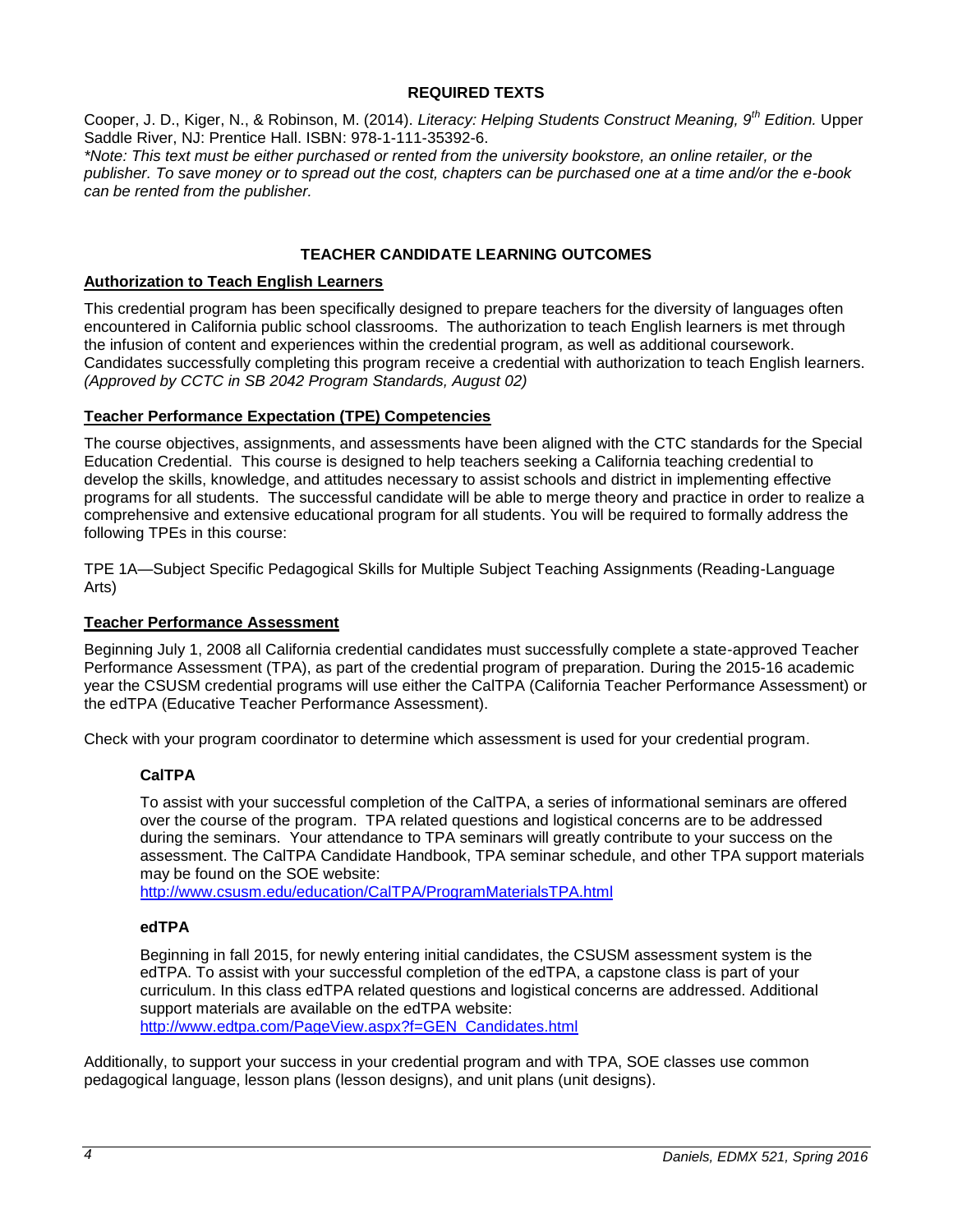## REQUIRED TEXTS

Cooper, J. D., Kiger, N., & Robinson, M. (2014). *Literacy: Helping Students Construct Meaning, 9th Edition.* Upper Saddle River, NJ: Prentice Hall. ISBN: 978-1-111-35392-6.

*\*Note: This text must be either purchased or rented from the university bookstore, an online retailer, or the publisher. To save money or to spread out the cost, chapters can be purchased one at a time and/or the e-book can be rented from the publisher.*

## TEACHER CANDIDATE LEARNING OUTCOMES

### Authorization to Teach English Learners

This credential program has been specifically designed to prepare teachers for the diversity of languages often encountered in California public school classrooms. The authorization to teach English learners is met through the infusion of content and experiences within the credential program, as well as additional coursework. Candidates successfully completing this program receive a credential with authorization to teach English learners. *(Approved by CCTC in SB 2042 Program Standards, August 02)*

### Teacher Performance Expectation (TPE) Competencies

The course objectives, assignments, and assessments have been aligned with the CTC standards for the Special Education Credential. This course is designed to help teachers seeking a California teaching credential to develop the skills, knowledge, and attitudes necessary to assist schools and district in implementing effective programs for all students. The successful candidate will be able to merge theory and practice in order to realize a comprehensive and extensive educational program for all students. You will be required to formally address the following TPEs in this course:

TPE 1A—Subject Specific Pedagogical Skills for Multiple Subject Teaching Assignments (Reading-Language Arts)

### Teacher Performance Assessment

Beginning July 1, 2008 all California credential candidates must successfully complete a state-approved Teacher Performance Assessment (TPA), as part of the credential program of preparation. During the 2015-16 academic year the CSUSM credential programs will use either the CalTPA (California Teacher Performance Assessment) or the edTPA (Educative Teacher Performance Assessment).

Check with your program coordinator to determine which assessment is used for your credential program.

#### CalTPA

To assist with your successful completion of the CalTPA, a series of informational seminars are offered over the course of the program. TPA related questions and logistical concerns are to be addressed during the seminars. Your attendance to TPA seminars will greatly contribute to your success on the assessment. The CalTPA Candidate Handbook, TPA seminar schedule, and other TPA support materials may be found on the SOE website:
http://www.csusm.edu/education/CalTPA/ProgramMaterialsTPA.html

#### edTPA

Beginning in fall 2015, for newly entering initial candidates, the CSUSM assessment system is the edTPA. To assist with your successful completion of the edTPA, a capstone class is part of your curriculum. In this class edTPA related questions and logistical concerns are addressed. Additional support materials are available on the edTPA website:
http://www.edtpa.com/PageView.aspx?f=GEN_Candidates.html

Additionally, to support your success in your credential program and with TPA, SOE classes use common pedagogical language, lesson plans (lesson designs), and unit plans (unit designs).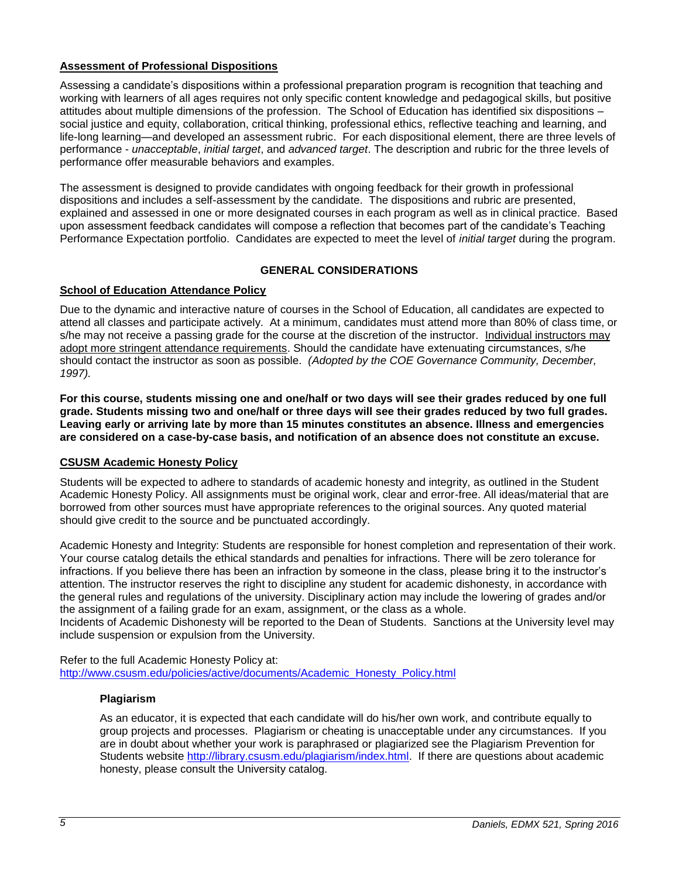**Assessment of Professional Dispositions**

Assessing a candidate's dispositions within a professional preparation program is recognition that teaching and working with learners of all ages requires not only specific content knowledge and pedagogical skills, but positive attitudes about multiple dimensions of the profession. The School of Education has identified six dispositions – social justice and equity, collaboration, critical thinking, professional ethics, reflective teaching and learning, and life-long learning—and developed an assessment rubric. For each dispositional element, there are three levels of performance - *unacceptable*, *initial target*, and *advanced target*. The description and rubric for the three levels of performance offer measurable behaviors and examples.

The assessment is designed to provide candidates with ongoing feedback for their growth in professional dispositions and includes a self-assessment by the candidate. The dispositions and rubric are presented, explained and assessed in one or more designated courses in each program as well as in clinical practice. Based upon assessment feedback candidates will compose a reflection that becomes part of the candidate's Teaching Performance Expectation portfolio. Candidates are expected to meet the level of *initial target* during the program.

## GENERAL CONSIDERATIONS

**School of Education Attendance Policy**

Due to the dynamic and interactive nature of courses in the School of Education, all candidates are expected to attend all classes and participate actively. At a minimum, candidates must attend more than 80% of class time, or s/he may not receive a passing grade for the course at the discretion of the instructor. Individual instructors may adopt more stringent attendance requirements. Should the candidate have extenuating circumstances, s/he should contact the instructor as soon as possible. *(Adopted by the COE Governance Community, December, 1997).*

**For this course, students missing one and one/half or two days will see their grades reduced by one full grade. Students missing two and one/half or three days will see their grades reduced by two full grades. Leaving early or arriving late by more than 15 minutes constitutes an absence. Illness and emergencies are considered on a case-by-case basis, and notification of an absence does not constitute an excuse.**

**CSUSM Academic Honesty Policy**

Students will be expected to adhere to standards of academic honesty and integrity, as outlined in the Student Academic Honesty Policy. All assignments must be original work, clear and error-free. All ideas/material that are borrowed from other sources must have appropriate references to the original sources. Any quoted material should give credit to the source and be punctuated accordingly.

Academic Honesty and Integrity: Students are responsible for honest completion and representation of their work. Your course catalog details the ethical standards and penalties for infractions. There will be zero tolerance for infractions. If you believe there has been an infraction by someone in the class, please bring it to the instructor's attention. The instructor reserves the right to discipline any student for academic dishonesty, in accordance with the general rules and regulations of the university. Disciplinary action may include the lowering of grades and/or the assignment of a failing grade for an exam, assignment, or the class as a whole.
Incidents of Academic Dishonesty will be reported to the Dean of Students. Sanctions at the University level may include suspension or expulsion from the University.

Refer to the full Academic Honesty Policy at:
http://www.csusm.edu/policies/active/documents/Academic_Honesty_Policy.html

### Plagiarism

As an educator, it is expected that each candidate will do his/her own work, and contribute equally to group projects and processes. Plagiarism or cheating is unacceptable under any circumstances. If you are in doubt about whether your work is paraphrased or plagiarized see the Plagiarism Prevention for Students website http://library.csusm.edu/plagiarism/index.html. If there are questions about academic honesty, please consult the University catalog.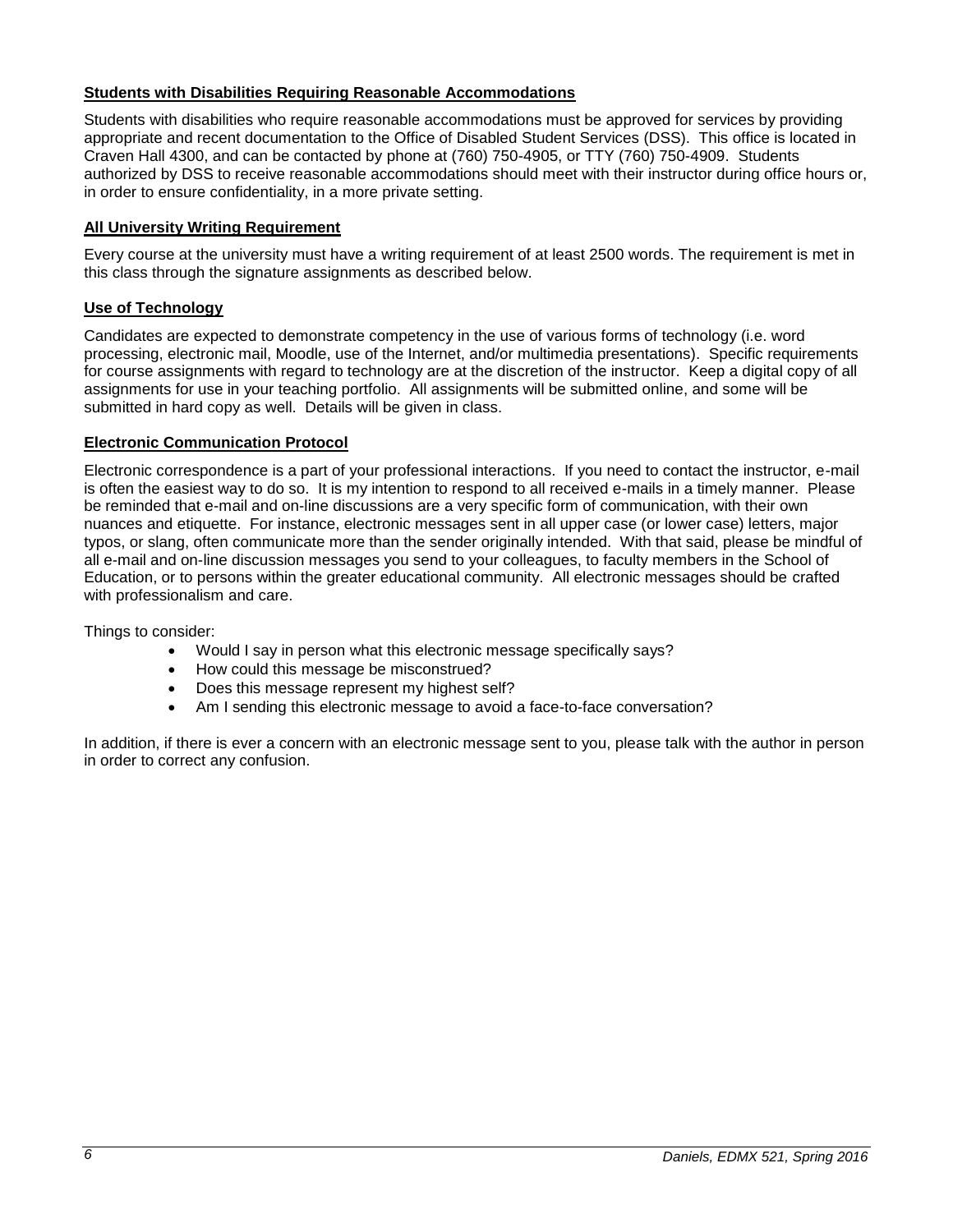## Students with Disabilities Requiring Reasonable Accommodations

Students with disabilities who require reasonable accommodations must be approved for services by providing appropriate and recent documentation to the Office of Disabled Student Services (DSS). This office is located in Craven Hall 4300, and can be contacted by phone at (760) 750-4905, or TTY (760) 750-4909. Students authorized by DSS to receive reasonable accommodations should meet with their instructor during office hours or, in order to ensure confidentiality, in a more private setting.

## All University Writing Requirement

Every course at the university must have a writing requirement of at least 2500 words. The requirement is met in this class through the signature assignments as described below.

## Use of Technology

Candidates are expected to demonstrate competency in the use of various forms of technology (i.e. word processing, electronic mail, Moodle, use of the Internet, and/or multimedia presentations). Specific requirements for course assignments with regard to technology are at the discretion of the instructor. Keep a digital copy of all assignments for use in your teaching portfolio. All assignments will be submitted online, and some will be submitted in hard copy as well. Details will be given in class.

## Electronic Communication Protocol

Electronic correspondence is a part of your professional interactions. If you need to contact the instructor, e-mail is often the easiest way to do so. It is my intention to respond to all received e-mails in a timely manner. Please be reminded that e-mail and on-line discussions are a very specific form of communication, with their own nuances and etiquette. For instance, electronic messages sent in all upper case (or lower case) letters, major typos, or slang, often communicate more than the sender originally intended. With that said, please be mindful of all e-mail and on-line discussion messages you send to your colleagues, to faculty members in the School of Education, or to persons within the greater educational community. All electronic messages should be crafted with professionalism and care.

Things to consider:

- Would I say in person what this electronic message specifically says?
- How could this message be misconstrued?
- Does this message represent my highest self?
- Am I sending this electronic message to avoid a face-to-face conversation?

In addition, if there is ever a concern with an electronic message sent to you, please talk with the author in person in order to correct any confusion.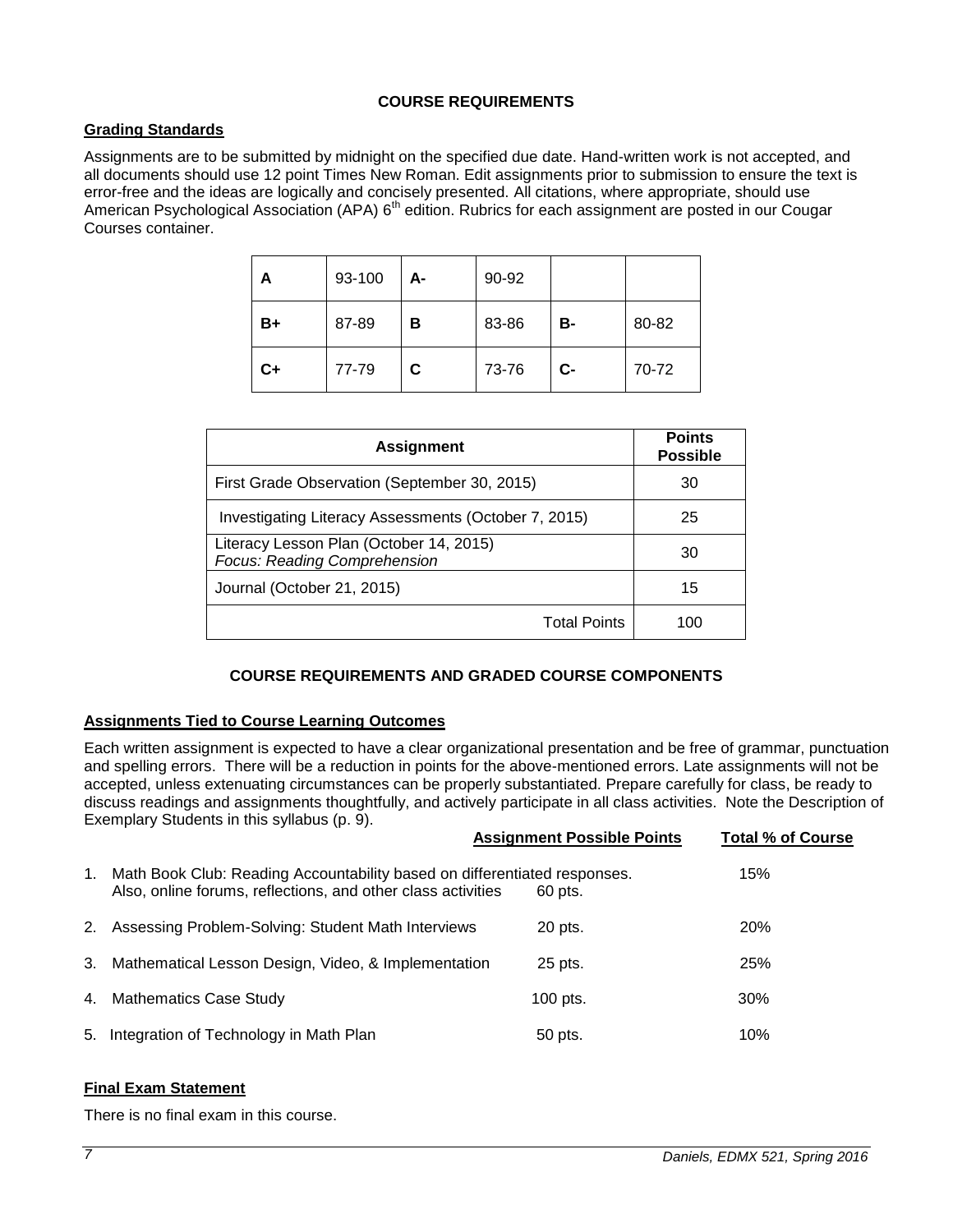## COURSE REQUIREMENTS

### Grading Standards

Assignments are to be submitted by midnight on the specified due date. Hand-written work is not accepted, and all documents should use 12 point Times New Roman. Edit assignments prior to submission to ensure the text is error-free and the ideas are logically and concisely presented. All citations, where appropriate, should use American Psychological Association (APA) 6th edition. Rubrics for each assignment are posted in our Cougar Courses container.

| **A** | 93-100 | **A-** | 90-92 | | |
|---|---|---|---|---|---|
| **B+** | 87-89 | **B** | 83-86 | **B-** | 80-82 |
| **C+** | 77-79 | **C** | 73-76 | **C-** | 70-72 |

| Assignment | Points Possible |
|---|---|
| First Grade Observation (September 30, 2015) | 30 |
| Investigating Literacy Assessments (October 7, 2015) | 25 |
| Literacy Lesson Plan (October 14, 2015) *Focus: Reading Comprehension* | 30 |
| Journal (October 21, 2015) | 15 |
| Total Points | 100 |

## COURSE REQUIREMENTS AND GRADED COURSE COMPONENTS

### Assignments Tied to Course Learning Outcomes

Each written assignment is expected to have a clear organizational presentation and be free of grammar, punctuation and spelling errors. There will be a reduction in points for the above-mentioned errors. Late assignments will not be accepted, unless extenuating circumstances can be properly substantiated. Prepare carefully for class, be ready to discuss readings and assignments thoughtfully, and actively participate in all class activities. Note the Description of Exemplary Students in this syllabus (p. 9).

| | Assignment Possible Points | Total % of Course |
|---|---|---|
| 1. Math Book Club: Reading Accountability based on differentiated responses. Also, online forums, reflections, and other class activities | 60 pts. | 15% |
| 2. Assessing Problem-Solving: Student Math Interviews | 20 pts. | 20% |
| 3. Mathematical Lesson Design, Video, & Implementation | 25 pts. | 25% |
| 4. Mathematics Case Study | 100 pts. | 30% |
| 5. Integration of Technology in Math Plan | 50 pts. | 10% |

### Final Exam Statement

There is no final exam in this course.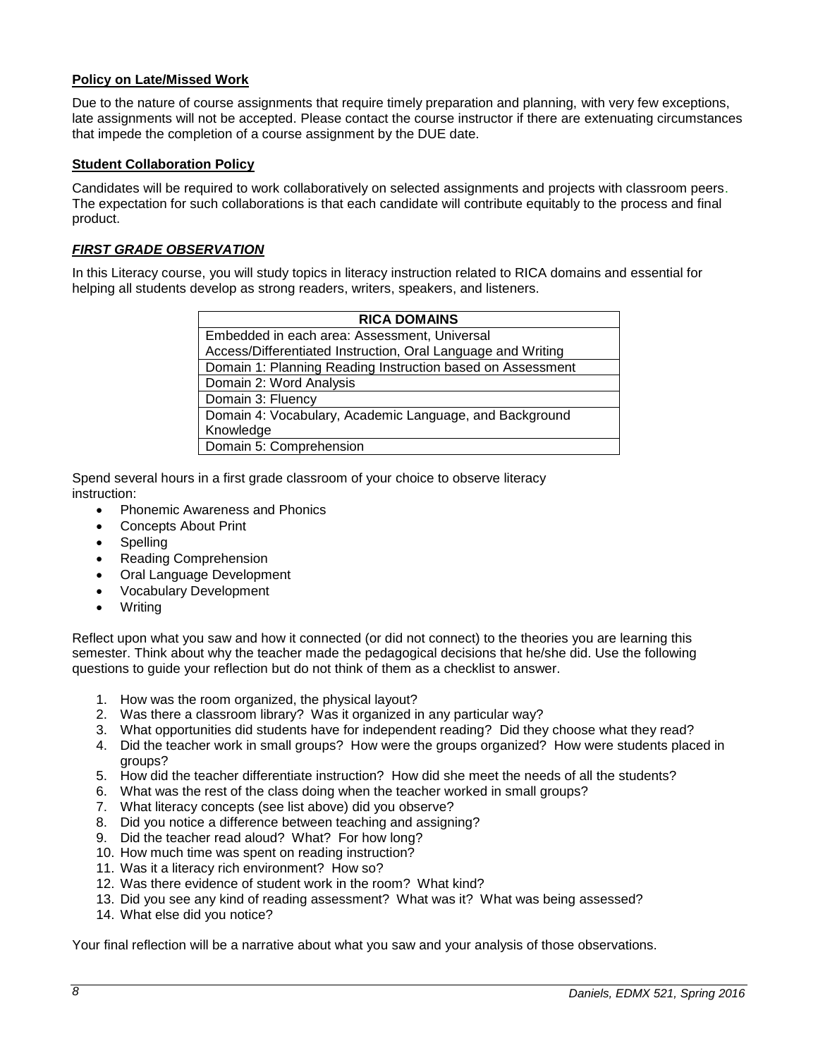**Policy on Late/Missed Work**

Due to the nature of course assignments that require timely preparation and planning, with very few exceptions, late assignments will not be accepted. Please contact the course instructor if there are extenuating circumstances that impede the completion of a course assignment by the DUE date.

**Student Collaboration Policy**

Candidates will be required to work collaboratively on selected assignments and projects with classroom peers. The expectation for such collaborations is that each candidate will contribute equitably to the process and final product.

***FIRST GRADE OBSERVATION***

In this Literacy course, you will study topics in literacy instruction related to RICA domains and essential for helping all students develop as strong readers, writers, speakers, and listeners.

| RICA DOMAINS |
|---|
| Embedded in each area: Assessment, Universal Access/Differentiated Instruction, Oral Language and Writing |
| Domain 1: Planning Reading Instruction based on Assessment |
| Domain 2: Word Analysis |
| Domain 3: Fluency |
| Domain 4: Vocabulary, Academic Language, and Background Knowledge |
| Domain 5: Comprehension |

Spend several hours in a first grade classroom of your choice to observe literacy instruction:

- Phonemic Awareness and Phonics
- Concepts About Print
- Spelling
- Reading Comprehension
- Oral Language Development
- Vocabulary Development
- Writing

Reflect upon what you saw and how it connected (or did not connect) to the theories you are learning this semester. Think about why the teacher made the pedagogical decisions that he/she did. Use the following questions to guide your reflection but do not think of them as a checklist to answer.

1. How was the room organized, the physical layout?
2. Was there a classroom library? Was it organized in any particular way?
3. What opportunities did students have for independent reading? Did they choose what they read?
4. Did the teacher work in small groups? How were the groups organized? How were students placed in groups?
5. How did the teacher differentiate instruction? How did she meet the needs of all the students?
6. What was the rest of the class doing when the teacher worked in small groups?
7. What literacy concepts (see list above) did you observe?
8. Did you notice a difference between teaching and assigning?
9. Did the teacher read aloud? What? For how long?
10. How much time was spent on reading instruction?
11. Was it a literacy rich environment? How so?
12. Was there evidence of student work in the room? What kind?
13. Did you see any kind of reading assessment? What was it? What was being assessed?
14. What else did you notice?

Your final reflection will be a narrative about what you saw and your analysis of those observations.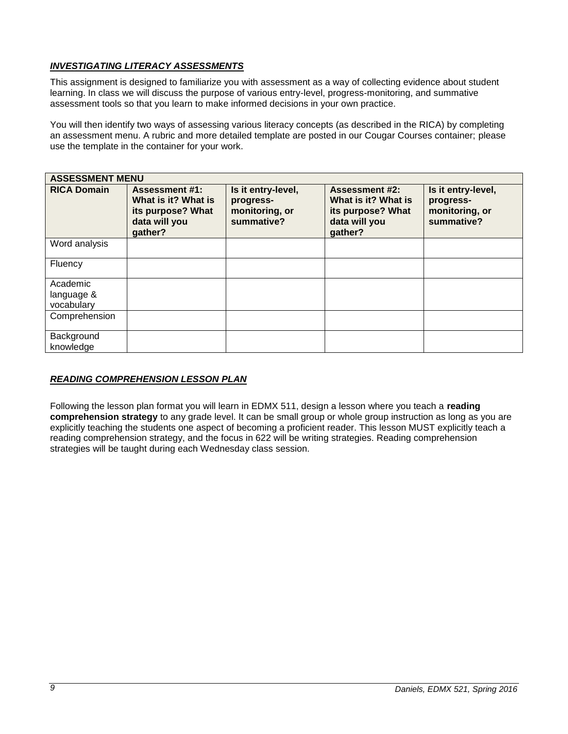### ***INVESTIGATING LITERACY ASSESSMENTS***

This assignment is designed to familiarize you with assessment as a way of collecting evidence about student learning. In class we will discuss the purpose of various entry-level, progress-monitoring, and summative assessment tools so that you learn to make informed decisions in your own practice.

You will then identify two ways of assessing various literacy concepts (as described in the RICA) by completing an assessment menu. A rubric and more detailed template are posted in our Cougar Courses container; please use the template in the container for your work.

| **ASSESSMENT MENU** | | | | |
|---|---|---|---|---|
| **RICA Domain** | **Assessment #1: What is it? What is its purpose? What data will you gather?** | **Is it entry-level, progress-monitoring, or summative?** | **Assessment #2: What is it? What is its purpose? What data will you gather?** | **Is it entry-level, progress-monitoring, or summative?** |
| Word analysis | | | | |
| Fluency | | | | |
| Academic language & vocabulary | | | | |
| Comprehension | | | | |
| Background knowledge | | | | |

### ***READING COMPREHENSION LESSON PLAN***

Following the lesson plan format you will learn in EDMX 511, design a lesson where you teach a **reading comprehension strategy** to any grade level. It can be small group or whole group instruction as long as you are explicitly teaching the students one aspect of becoming a proficient reader. This lesson MUST explicitly teach a reading comprehension strategy, and the focus in 622 will be writing strategies. Reading comprehension strategies will be taught during each Wednesday class session.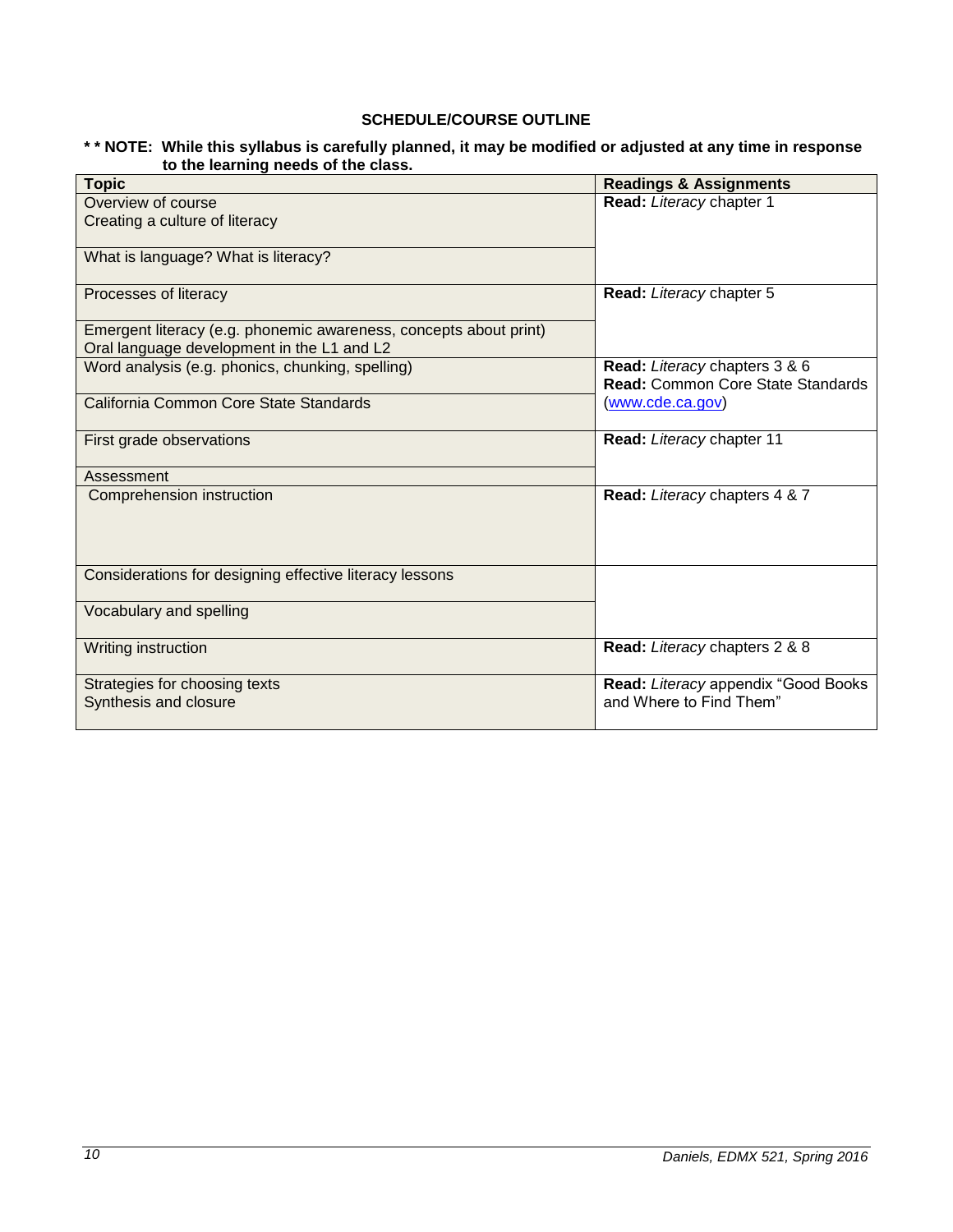# SCHEDULE/COURSE OUTLINE

**\* \* NOTE: While this syllabus is carefully planned, it may be modified or adjusted at any time in response to the learning needs of the class.**

| Topic | Readings & Assignments |
|---|---|
| Overview of course<br>Creating a culture of literacy<br><br>What is language? What is literacy? | **Read:** *Literacy* chapter 1 |
| Processes of literacy<br><br>Emergent literacy (e.g. phonemic awareness, concepts about print)<br>Oral language development in the L1 and L2 | **Read:** *Literacy* chapter 5 |
| Word analysis (e.g. phonics, chunking, spelling)<br><br>California Common Core State Standards | **Read:** *Literacy* chapters 3 & 6<br>**Read:** Common Core State Standards (www.cde.ca.gov) |
| First grade observations<br><br>Assessment | **Read:** *Literacy* chapter 11 |
| Comprehension instruction | **Read:** *Literacy* chapters 4 & 7 |
| Considerations for designing effective literacy lessons<br><br>Vocabulary and spelling | |
| Writing instruction | **Read:** *Literacy* chapters 2 & 8 |
| Strategies for choosing texts<br>Synthesis and closure | **Read:** *Literacy* appendix "Good Books and Where to Find Them" |